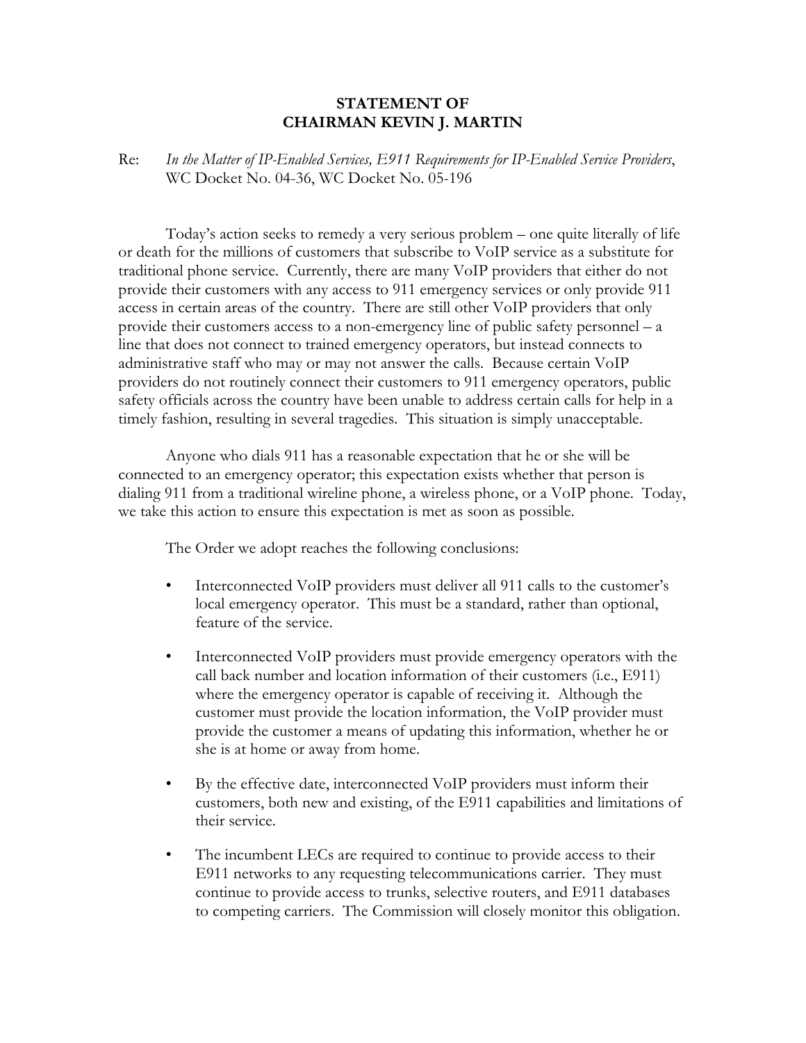**STATEMENT OF**
**CHAIRMAN KEVIN J. MARTIN**

Re: *In the Matter of IP-Enabled Services, E911 Requirements for IP-Enabled Service Providers*, WC Docket No. 04-36, WC Docket No. 05-196

Today's action seeks to remedy a very serious problem – one quite literally of life or death for the millions of customers that subscribe to VoIP service as a substitute for traditional phone service. Currently, there are many VoIP providers that either do not provide their customers with any access to 911 emergency services or only provide 911 access in certain areas of the country. There are still other VoIP providers that only provide their customers access to a non-emergency line of public safety personnel – a line that does not connect to trained emergency operators, but instead connects to administrative staff who may or may not answer the calls. Because certain VoIP providers do not routinely connect their customers to 911 emergency operators, public safety officials across the country have been unable to address certain calls for help in a timely fashion, resulting in several tragedies. This situation is simply unacceptable.

Anyone who dials 911 has a reasonable expectation that he or she will be connected to an emergency operator; this expectation exists whether that person is dialing 911 from a traditional wireline phone, a wireless phone, or a VoIP phone. Today, we take this action to ensure this expectation is met as soon as possible.

The Order we adopt reaches the following conclusions:

- Interconnected VoIP providers must deliver all 911 calls to the customer's local emergency operator. This must be a standard, rather than optional, feature of the service.
- Interconnected VoIP providers must provide emergency operators with the call back number and location information of their customers (i.e., E911) where the emergency operator is capable of receiving it. Although the customer must provide the location information, the VoIP provider must provide the customer a means of updating this information, whether he or she is at home or away from home.
- By the effective date, interconnected VoIP providers must inform their customers, both new and existing, of the E911 capabilities and limitations of their service.
- The incumbent LECs are required to continue to provide access to their E911 networks to any requesting telecommunications carrier. They must continue to provide access to trunks, selective routers, and E911 databases to competing carriers. The Commission will closely monitor this obligation.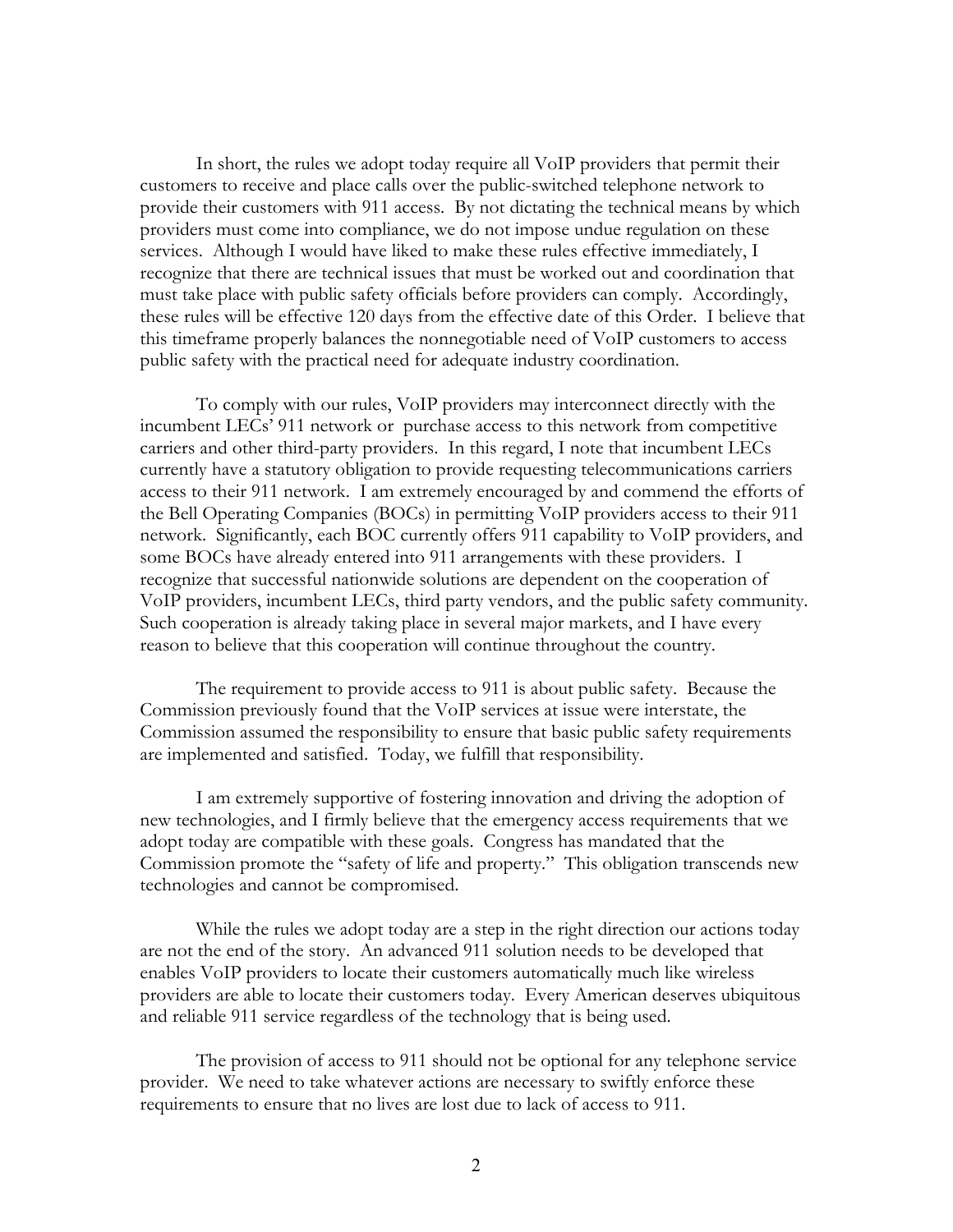In short, the rules we adopt today require all VoIP providers that permit their customers to receive and place calls over the public-switched telephone network to provide their customers with 911 access. By not dictating the technical means by which providers must come into compliance, we do not impose undue regulation on these services. Although I would have liked to make these rules effective immediately, I recognize that there are technical issues that must be worked out and coordination that must take place with public safety officials before providers can comply. Accordingly, these rules will be effective 120 days from the effective date of this Order. I believe that this timeframe properly balances the nonnegotiable need of VoIP customers to access public safety with the practical need for adequate industry coordination.

To comply with our rules, VoIP providers may interconnect directly with the incumbent LECs' 911 network or purchase access to this network from competitive carriers and other third-party providers. In this regard, I note that incumbent LECs currently have a statutory obligation to provide requesting telecommunications carriers access to their 911 network. I am extremely encouraged by and commend the efforts of the Bell Operating Companies (BOCs) in permitting VoIP providers access to their 911 network. Significantly, each BOC currently offers 911 capability to VoIP providers, and some BOCs have already entered into 911 arrangements with these providers. I recognize that successful nationwide solutions are dependent on the cooperation of VoIP providers, incumbent LECs, third party vendors, and the public safety community. Such cooperation is already taking place in several major markets, and I have every reason to believe that this cooperation will continue throughout the country.

The requirement to provide access to 911 is about public safety. Because the Commission previously found that the VoIP services at issue were interstate, the Commission assumed the responsibility to ensure that basic public safety requirements are implemented and satisfied. Today, we fulfill that responsibility.

I am extremely supportive of fostering innovation and driving the adoption of new technologies, and I firmly believe that the emergency access requirements that we adopt today are compatible with these goals. Congress has mandated that the Commission promote the "safety of life and property." This obligation transcends new technologies and cannot be compromised.

While the rules we adopt today are a step in the right direction our actions today are not the end of the story. An advanced 911 solution needs to be developed that enables VoIP providers to locate their customers automatically much like wireless providers are able to locate their customers today. Every American deserves ubiquitous and reliable 911 service regardless of the technology that is being used.

The provision of access to 911 should not be optional for any telephone service provider. We need to take whatever actions are necessary to swiftly enforce these requirements to ensure that no lives are lost due to lack of access to 911.